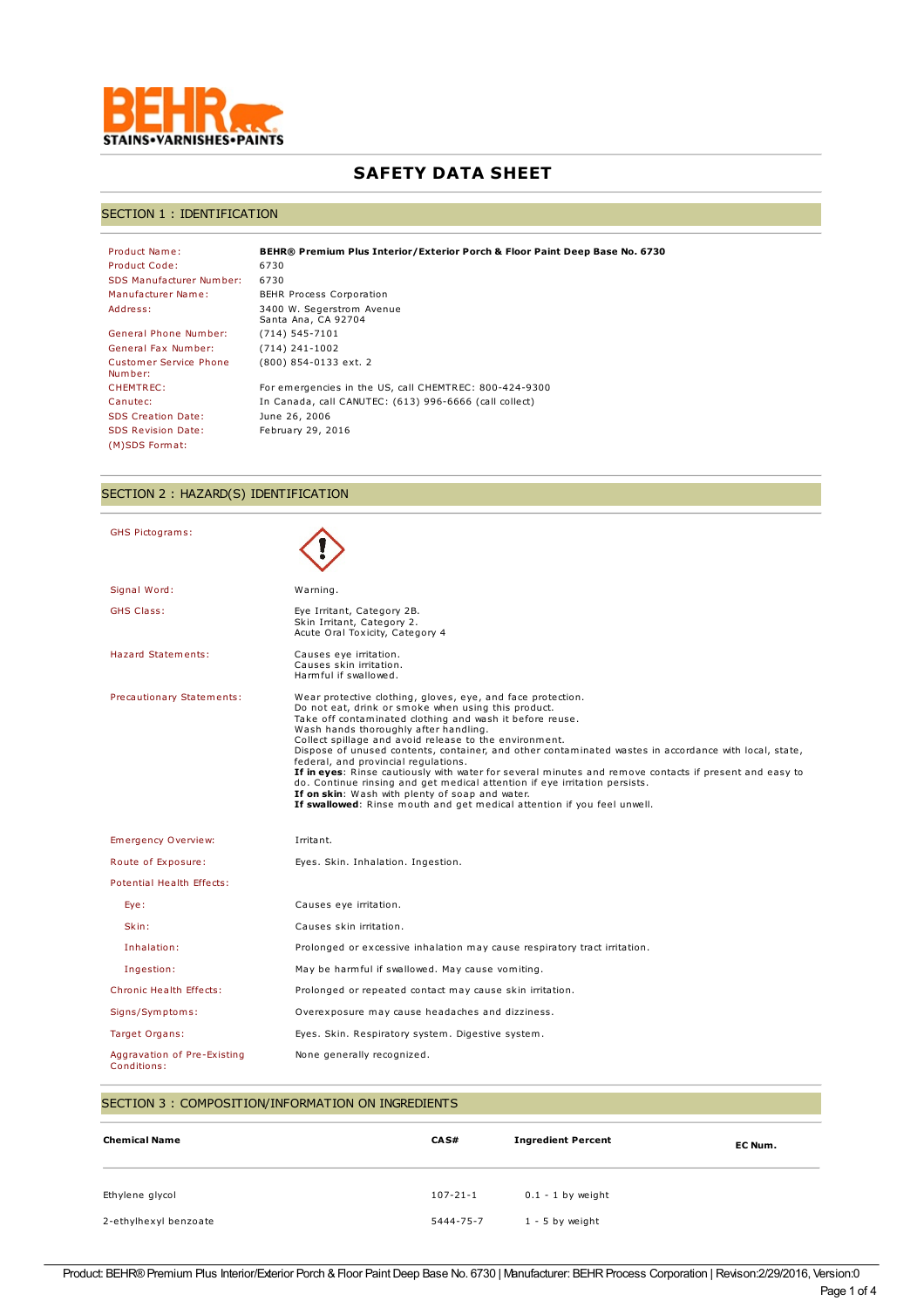# SAFETY DATA SHEET

## SECTION 1 : IDENTIFICATION

| | |
|---|---|
| Product Name: | **BEHR® Premium Plus Interior/Exterior Porch & Floor Paint Deep Base No. 6730** |
| Product Code: | 6730 |
| SDS Manufacturer Number: | 6730 |
| Manufacturer Name: | BEHR Process Corporation |
| Address: | 3400 W. Segerstrom Avenue<br>Santa Ana, CA 92704 |
| General Phone Number: | (714) 545-7101 |
| General Fax Number: | (714) 241-1002 |
| Customer Service Phone Number: | (800) 854-0133 ext. 2 |
| CHEMTREC: | For emergencies in the US, call CHEMTREC: 800-424-9300 |
| Canutec: | In Canada, call CANUTEC: (613) 996-6666 (call collect) |
| SDS Creation Date: | June 26, 2006 |
| SDS Revision Date: | February 29, 2016 |
| (M)SDS Format: | |

## SECTION 2 : HAZARD(S) IDENTIFICATION

| | |
|---|---|
| GHS Pictograms: | |
| Signal Word: | Warning. |
| GHS Class: | Eye Irritant, Category 2B.<br>Skin Irritant, Category 2.<br>Acute Oral Toxicity, Category 4 |
| Hazard Statements: | Causes eye irritation.<br>Causes skin irritation.<br>Harmful if swallowed. |
| Precautionary Statements: | Wear protective clothing, gloves, eye, and face protection.<br>Do not eat, drink or smoke when using this product.<br>Take off contaminated clothing and wash it before reuse.<br>Wash hands thoroughly after handling.<br>Collect spillage and avoid release to the environment.<br>Dispose of unused contents, container, and other contaminated wastes in accordance with local, state, federal, and provincial regulations.<br>**If in eyes**: Rinse cautiously with water for several minutes and remove contacts if present and easy to do. Continue rinsing and get medical attention if eye irritation persists.<br>**If on skin**: Wash with plenty of soap and water.<br>**If swallowed**: Rinse mouth and get medical attention if you feel unwell. |
| Emergency Overview: | Irritant. |
| Route of Exposure: | Eyes. Skin. Inhalation. Ingestion. |
| Potential Health Effects: | |
| Eye: | Causes eye irritation. |
| Skin: | Causes skin irritation. |
| Inhalation: | Prolonged or excessive inhalation may cause respiratory tract irritation. |
| Ingestion: | May be harmful if swallowed. May cause vomiting. |
| Chronic Health Effects: | Prolonged or repeated contact may cause skin irritation. |
| Signs/Symptoms: | Overexposure may cause headaches and dizziness. |
| Target Organs: | Eyes. Skin. Respiratory system. Digestive system. |
| Aggravation of Pre-Existing Conditions: | None generally recognized. |

## SECTION 3 : COMPOSITION/INFORMATION ON INGREDIENTS

| Chemical Name | CAS# | Ingredient Percent | EC Num. |
|---|---|---|---|
| Ethylene glycol | 107-21-1 | 0.1 - 1 by weight | |
| 2-ethylhexyl benzoate | 5444-75-7 | 1 - 5 by weight | |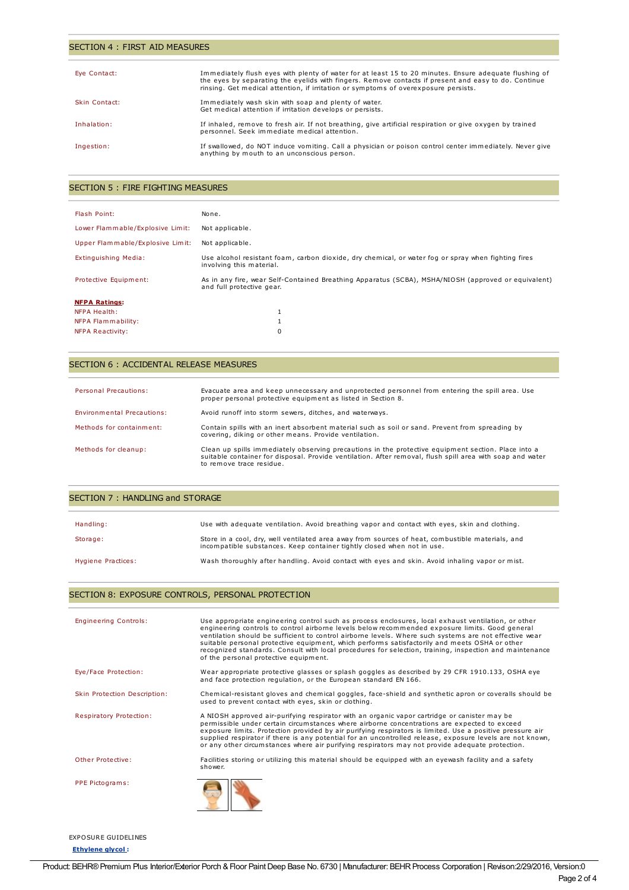## SECTION 4 : FIRST AID MEASURES

| | |
|---|---|
| Eye Contact: | Immediately flush eyes with plenty of water for at least 15 to 20 minutes. Ensure adequate flushing of the eyes by separating the eyelids with fingers. Remove contacts if present and easy to do. Continue rinsing. Get medical attention, if irritation or symptoms of overexposure persists. |
| Skin Contact: | Immediately wash skin with soap and plenty of water. Get medical attention if irritation develops or persists. |
| Inhalation: | If inhaled, remove to fresh air. If not breathing, give artificial respiration or give oxygen by trained personnel. Seek immediate medical attention. |
| Ingestion: | If swallowed, do NOT induce vomiting. Call a physician or poison control center immediately. Never give anything by mouth to an unconscious person. |

## SECTION 5 : FIRE FIGHTING MEASURES

| | |
|---|---|
| Flash Point: | None. |
| Lower Flammable/Explosive Limit: | Not applicable. |
| Upper Flammable/Explosive Limit: | Not applicable. |
| Extinguishing Media: | Use alcohol resistant foam, carbon dioxide, dry chemical, or water fog or spray when fighting fires involving this material. |
| Protective Equipment: | As in any fire, wear Self-Contained Breathing Apparatus (SCBA), MSHA/NIOSH (approved or equivalent) and full protective gear. |

**NFPA Ratings:**

| | |
|---|---|
| NFPA Health: | 1 |
| NFPA Flammability: | 1 |
| NFPA Reactivity: | 0 |

## SECTION 6 : ACCIDENTAL RELEASE MEASURES

| | |
|---|---|
| Personal Precautions: | Evacuate area and keep unnecessary and unprotected personnel from entering the spill area. Use proper personal protective equipment as listed in Section 8. |
| Environmental Precautions: | Avoid runoff into storm sewers, ditches, and waterways. |
| Methods for containment: | Contain spills with an inert absorbent material such as soil or sand. Prevent from spreading by covering, diking or other means. Provide ventilation. |
| Methods for cleanup: | Clean up spills immediately observing precautions in the protective equipment section. Place into a suitable container for disposal. Provide ventilation. After removal, flush spill area with soap and water to remove trace residue. |

## SECTION 7 : HANDLING and STORAGE

| | |
|---|---|
| Handling: | Use with adequate ventilation. Avoid breathing vapor and contact with eyes, skin and clothing. |
| Storage: | Store in a cool, dry, well ventilated area away from sources of heat, combustible materials, and incompatible substances. Keep container tightly closed when not in use. |
| Hygiene Practices: | Wash thoroughly after handling. Avoid contact with eyes and skin. Avoid inhaling vapor or mist. |

## SECTION 8: EXPOSURE CONTROLS, PERSONAL PROTECTION

| | |
|---|---|
| Engineering Controls: | Use appropriate engineering control such as process enclosures, local exhaust ventilation, or other engineering controls to control airborne levels below recommended exposure limits. Good general ventilation should be sufficient to control airborne levels. Where such systems are not effective wear suitable personal protective equipment, which performs satisfactorily and meets OSHA or other recognized standards. Consult with local procedures for selection, training, inspection and maintenance of the personal protective equipment. |
| Eye/Face Protection: | Wear appropriate protective glasses or splash goggles as described by 29 CFR 1910.133, OSHA eye and face protection regulation, or the European standard EN 166. |
| Skin Protection Description: | Chemical-resistant gloves and chemical goggles, face-shield and synthetic apron or coveralls should be used to prevent contact with eyes, skin or clothing. |
| Respiratory Protection: | A NIOSH approved air-purifying respirator with an organic vapor cartridge or canister may be permissible under certain circumstances where airborne concentrations are expected to exceed exposure limits. Protection provided by air purifying respirators is limited. Use a positive pressure air supplied respirator if there is any potential for an uncontrolled release, exposure levels are not known, or any other circumstances where air purifying respirators may not provide adequate protection. |
| Other Protective: | Facilities storing or utilizing this material should be equipped with an eyewash facility and a safety shower. |
| PPE Pictograms: | |

EXPOSURE GUIDELINES

**Ethylene glycol :**

Product: BEHR® Premium Plus Interior/Exterior Porch & Floor Paint Deep Base No. 6730 | Manufacturer: BEHR Process Corporation | Revison:2/29/2016, Version:0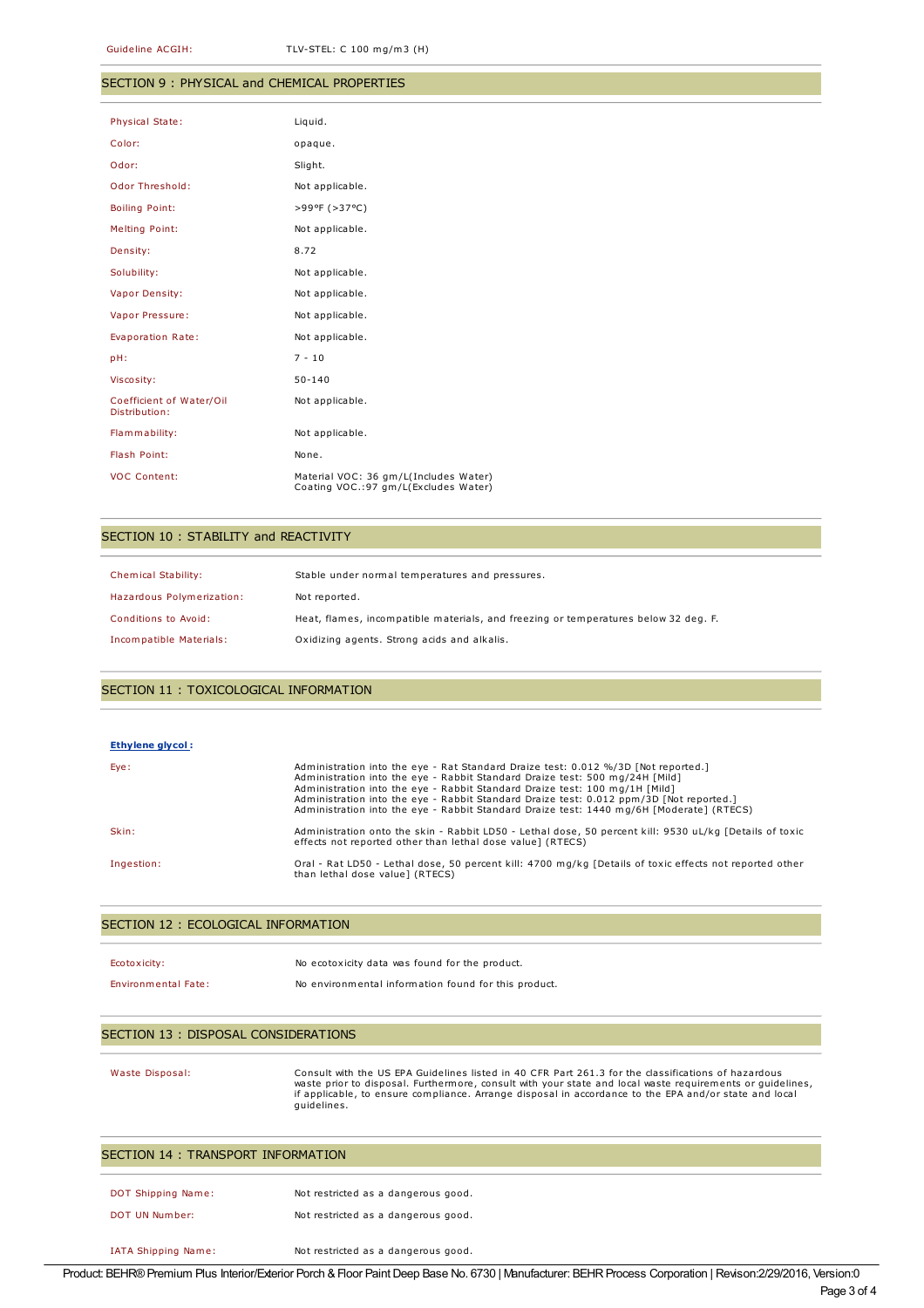| | |
|---|---|
| Guideline ACGIH: | TLV-STEL: C 100 mg/m3 (H) |

## SECTION 9 : PHYSICAL and CHEMICAL PROPERTIES

| | |
|---|---|
| Physical State: | Liquid. |
| Color: | opaque. |
| Odor: | Slight. |
| Odor Threshold: | Not applicable. |
| Boiling Point: | >99°F (>37°C) |
| Melting Point: | Not applicable. |
| Density: | 8.72 |
| Solubility: | Not applicable. |
| Vapor Density: | Not applicable. |
| Vapor Pressure: | Not applicable. |
| Evaporation Rate: | Not applicable. |
| pH: | 7 - 10 |
| Viscosity: | 50-140 |
| Coefficient of Water/Oil Distribution: | Not applicable. |
| Flammability: | Not applicable. |
| Flash Point: | None. |
| VOC Content: | Material VOC: 36 gm/L(Includes Water)<br>Coating VOC.:97 gm/L(Excludes Water) |

## SECTION 10 : STABILITY and REACTIVITY

| | |
|---|---|
| Chemical Stability: | Stable under normal temperatures and pressures. |
| Hazardous Polymerization: | Not reported. |
| Conditions to Avoid: | Heat, flames, incompatible materials, and freezing or temperatures below 32 deg. F. |
| Incompatible Materials: | Oxidizing agents. Strong acids and alkalis. |

## SECTION 11 : TOXICOLOGICAL INFORMATION

**Ethylene glycol:**

| | |
|---|---|
| Eye: | Administration into the eye - Rat Standard Draize test: 0.012 %/3D [Not reported.]<br>Administration into the eye - Rabbit Standard Draize test: 500 mg/24H [Mild]<br>Administration into the eye - Rabbit Standard Draize test: 100 mg/1H [Mild]<br>Administration into the eye - Rabbit Standard Draize test: 0.012 ppm/3D [Not reported.]<br>Administration into the eye - Rabbit Standard Draize test: 1440 mg/6H [Moderate] (RTECS) |
| Skin: | Administration onto the skin - Rabbit LD50 - Lethal dose, 50 percent kill: 9530 uL/kg [Details of toxic effects not reported other than lethal dose value] (RTECS) |
| Ingestion: | Oral - Rat LD50 - Lethal dose, 50 percent kill: 4700 mg/kg [Details of toxic effects not reported other than lethal dose value] (RTECS) |

## SECTION 12 : ECOLOGICAL INFORMATION

| | |
|---|---|
| Ecotoxicity: | No ecotoxicity data was found for the product. |
| Environmental Fate: | No environmental information found for this product. |

## SECTION 13 : DISPOSAL CONSIDERATIONS

| | |
|---|---|
| Waste Disposal: | Consult with the US EPA Guidelines listed in 40 CFR Part 261.3 for the classifications of hazardous waste prior to disposal. Furthermore, consult with your state and local waste requirements or guidelines, if applicable, to ensure compliance. Arrange disposal in accordance to the EPA and/or state and local guidelines. |

## SECTION 14 : TRANSPORT INFORMATION

| | |
|---|---|
| DOT Shipping Name: | Not restricted as a dangerous good. |
| DOT UN Number: | Not restricted as a dangerous good. |
| IATA Shipping Name: | Not restricted as a dangerous good. |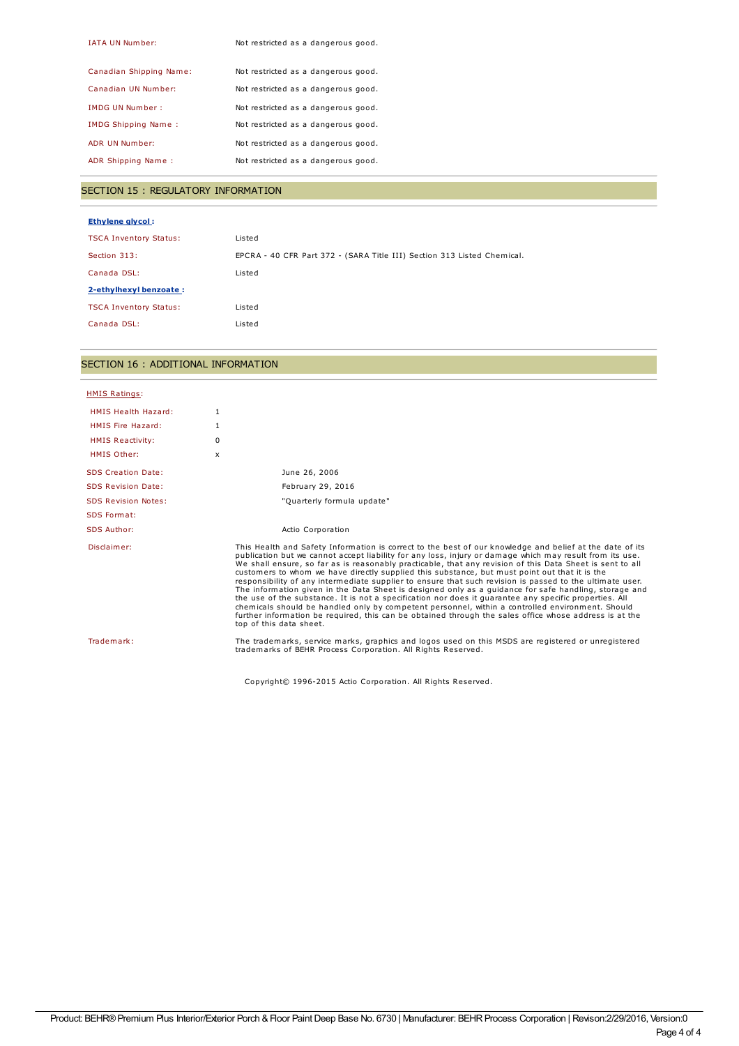| | |
|---|---|
| IATA UN Number: | Not restricted as a dangerous good. |
| Canadian Shipping Name: | Not restricted as a dangerous good. |
| Canadian UN Number: | Not restricted as a dangerous good. |
| IMDG UN Number : | Not restricted as a dangerous good. |
| IMDG Shipping Name : | Not restricted as a dangerous good. |
| ADR UN Number: | Not restricted as a dangerous good. |
| ADR Shipping Name : | Not restricted as a dangerous good. |

## SECTION 15 : REGULATORY INFORMATION

**Ethylene glycol :**

| | |
|---|---|
| TSCA Inventory Status: | Listed |
| Section 313: | EPCRA - 40 CFR Part 372 - (SARA Title III) Section 313 Listed Chemical. |
| Canada DSL: | Listed |

**2-ethylhexyl benzoate :**

| | |
|---|---|
| TSCA Inventory Status: | Listed |
| Canada DSL: | Listed |

## SECTION 16 : ADDITIONAL INFORMATION

HMIS Ratings:

| | |
|---|---|
| HMIS Health Hazard: | 1 |
| HMIS Fire Hazard: | 1 |
| HMIS Reactivity: | 0 |
| HMIS Other: | x |

| | |
|---|---|
| SDS Creation Date: | June 26, 2006 |
| SDS Revision Date: | February 29, 2016 |
| SDS Revision Notes: | "Quarterly formula update" |
| SDS Format: | |
| SDS Author: | Actio Corporation |
| Disclaimer: | This Health and Safety Information is correct to the best of our knowledge and belief at the date of its publication but we cannot accept liability for any loss, injury or damage which may result from its use. We shall ensure, so far as is reasonably practicable, that any revision of this Data Sheet is sent to all customers to whom we have directly supplied this substance, but must point out that it is the responsibility of any intermediate supplier to ensure that such revision is passed to the ultimate user. The information given in the Data Sheet is designed only as a guidance for safe handling, storage and the use of the substance. It is not a specification nor does it guarantee any specific properties. All chemicals should be handled only by competent personnel, within a controlled environment. Should further information be required, this can be obtained through the sales office whose address is at the top of this data sheet. |
| Trademark: | The trademarks, service marks, graphics and logos used on this MSDS are registered or unregistered trademarks of BEHR Process Corporation. All Rights Reserved. |

Copyright© 1996-2015 Actio Corporation. All Rights Reserved.

Product: BEHR® Premium Plus Interior/Exterior Porch & Floor Paint Deep Base No. 6730 | Manufacturer: BEHR Process Corporation | Revison:2/29/2016, Version:0